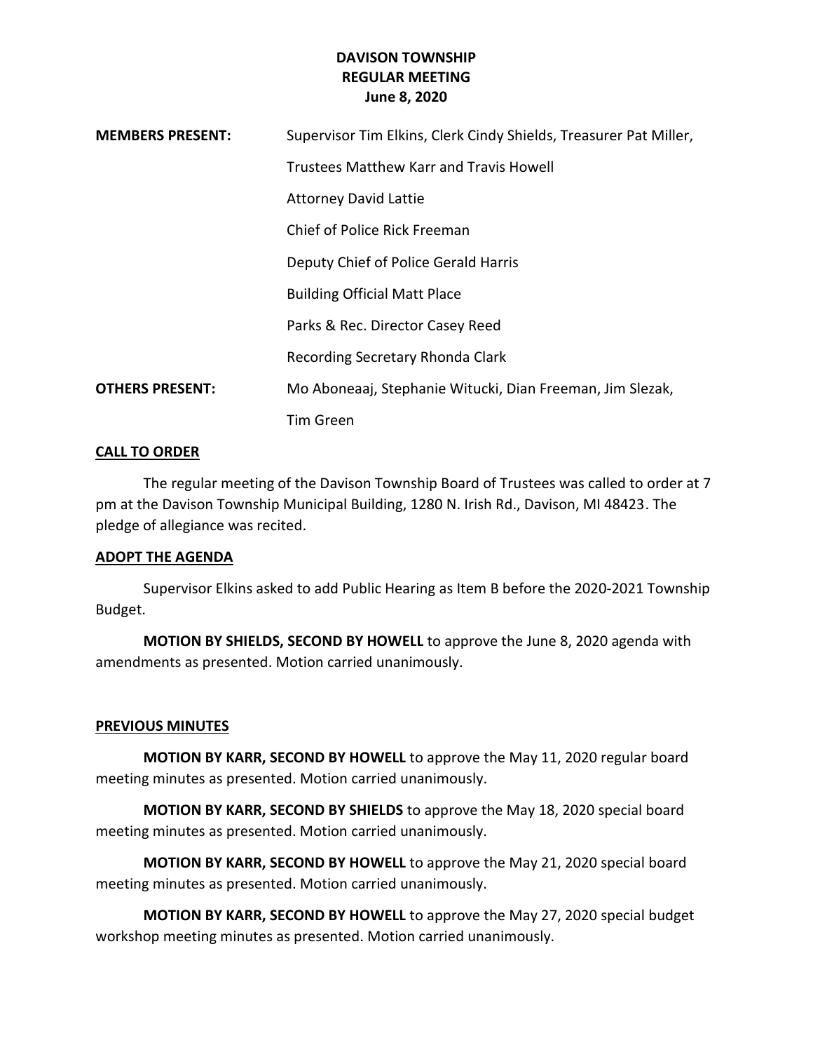**DAVISON TOWNSHIP**
**REGULAR MEETING**
**June 8, 2020**

| | |
|---|---|
| **MEMBERS PRESENT:** | Supervisor Tim Elkins, Clerk Cindy Shields, Treasurer Pat Miller, |
| | Trustees Matthew Karr and Travis Howell |
| | Attorney David Lattie |
| | Chief of Police Rick Freeman |
| | Deputy Chief of Police Gerald Harris |
| | Building Official Matt Place |
| | Parks & Rec. Director Casey Reed |
| | Recording Secretary Rhonda Clark |
| **OTHERS PRESENT:** | Mo Aboneaaj, Stephanie Witucki, Dian Freeman, Jim Slezak, |
| | Tim Green |

**CALL TO ORDER**

The regular meeting of the Davison Township Board of Trustees was called to order at 7 pm at the Davison Township Municipal Building, 1280 N. Irish Rd., Davison, MI 48423. The pledge of allegiance was recited.

**ADOPT THE AGENDA**

Supervisor Elkins asked to add Public Hearing as Item B before the 2020-2021 Township Budget.

**MOTION BY SHIELDS, SECOND BY HOWELL** to approve the June 8, 2020 agenda with amendments as presented. Motion carried unanimously.

**PREVIOUS MINUTES**

**MOTION BY KARR, SECOND BY HOWELL** to approve the May 11, 2020 regular board meeting minutes as presented. Motion carried unanimously.

**MOTION BY KARR, SECOND BY SHIELDS** to approve the May 18, 2020 special board meeting minutes as presented. Motion carried unanimously.

**MOTION BY KARR, SECOND BY HOWELL** to approve the May 21, 2020 special board meeting minutes as presented. Motion carried unanimously.

**MOTION BY KARR, SECOND BY HOWELL** to approve the May 27, 2020 special budget workshop meeting minutes as presented. Motion carried unanimously.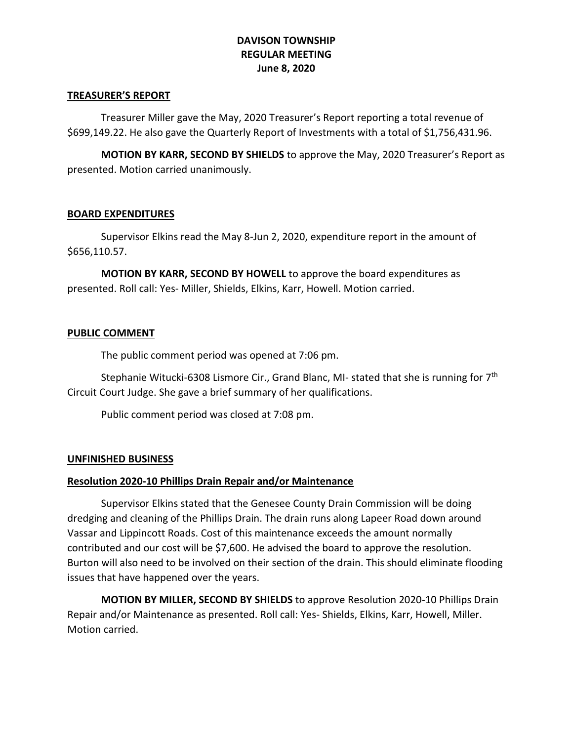**DAVISON TOWNSHIP**
**REGULAR MEETING**
**June 8, 2020**

## TREASURER'S REPORT

Treasurer Miller gave the May, 2020 Treasurer's Report reporting a total revenue of $699,149.22. He also gave the Quarterly Report of Investments with a total of $1,756,431.96.

**MOTION BY KARR, SECOND BY SHIELDS** to approve the May, 2020 Treasurer's Report as presented. Motion carried unanimously.

## BOARD EXPENDITURES

Supervisor Elkins read the May 8-Jun 2, 2020, expenditure report in the amount of $656,110.57.

**MOTION BY KARR, SECOND BY HOWELL** to approve the board expenditures as presented. Roll call: Yes- Miller, Shields, Elkins, Karr, Howell. Motion carried.

## PUBLIC COMMENT

The public comment period was opened at 7:06 pm.

Stephanie Witucki-6308 Lismore Cir., Grand Blanc, MI- stated that she is running for 7th Circuit Court Judge. She gave a brief summary of her qualifications.

Public comment period was closed at 7:08 pm.

## UNFINISHED BUSINESS

### Resolution 2020-10 Phillips Drain Repair and/or Maintenance

Supervisor Elkins stated that the Genesee County Drain Commission will be doing dredging and cleaning of the Phillips Drain. The drain runs along Lapeer Road down around Vassar and Lippincott Roads. Cost of this maintenance exceeds the amount normally contributed and our cost will be $7,600. He advised the board to approve the resolution. Burton will also need to be involved on their section of the drain. This should eliminate flooding issues that have happened over the years.

**MOTION BY MILLER, SECOND BY SHIELDS** to approve Resolution 2020-10 Phillips Drain Repair and/or Maintenance as presented. Roll call: Yes- Shields, Elkins, Karr, Howell, Miller. Motion carried.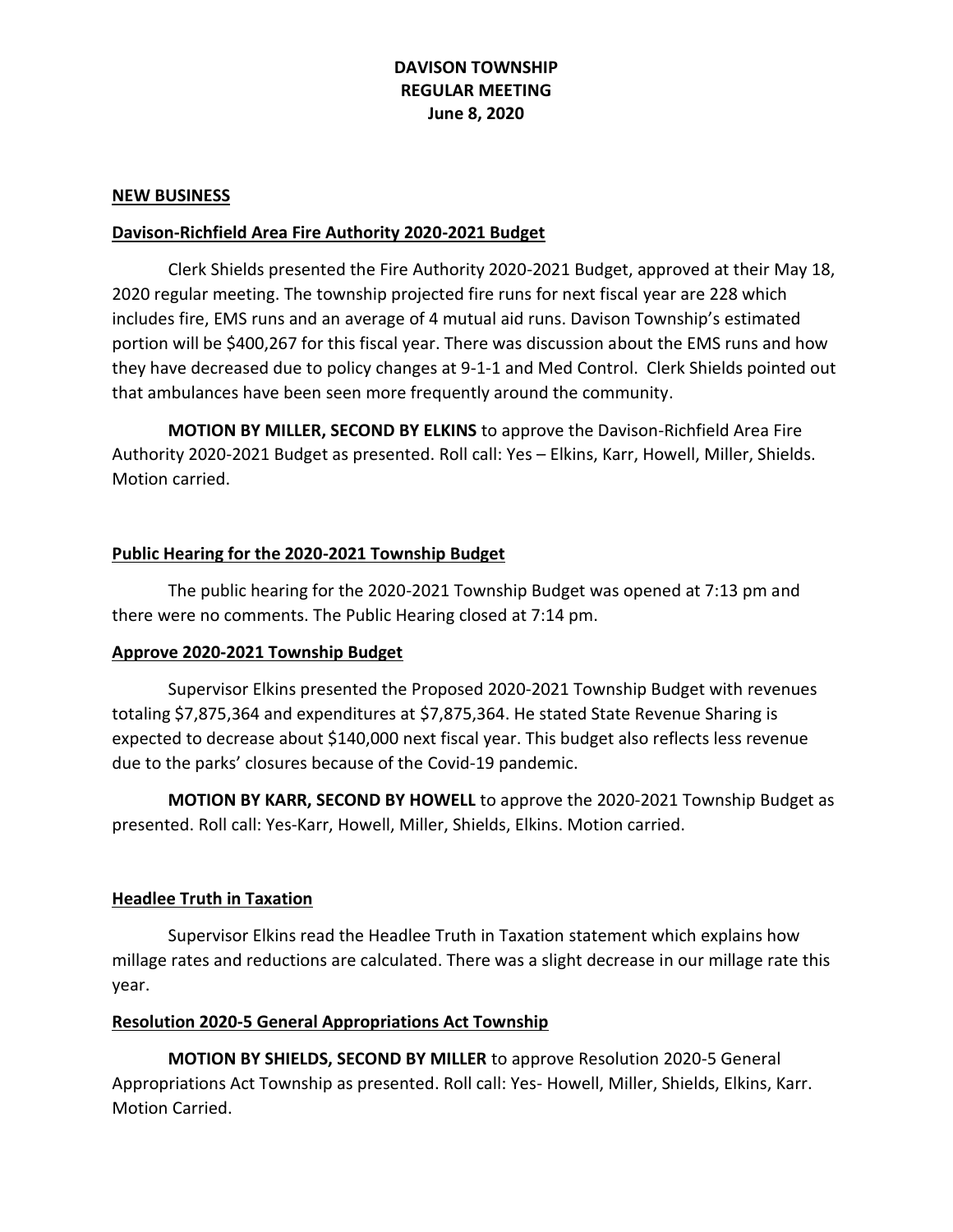# DAVISON TOWNSHIP
# REGULAR MEETING
# June 8, 2020

**NEW BUSINESS**

**Davison-Richfield Area Fire Authority 2020-2021 Budget**

Clerk Shields presented the Fire Authority 2020-2021 Budget, approved at their May 18, 2020 regular meeting. The township projected fire runs for next fiscal year are 228 which includes fire, EMS runs and an average of 4 mutual aid runs. Davison Township's estimated portion will be $400,267 for this fiscal year. There was discussion about the EMS runs and how they have decreased due to policy changes at 9-1-1 and Med Control. Clerk Shields pointed out that ambulances have been seen more frequently around the community.

**MOTION BY MILLER, SECOND BY ELKINS** to approve the Davison-Richfield Area Fire Authority 2020-2021 Budget as presented. Roll call: Yes – Elkins, Karr, Howell, Miller, Shields. Motion carried.

**Public Hearing for the 2020-2021 Township Budget**

The public hearing for the 2020-2021 Township Budget was opened at 7:13 pm and there were no comments. The Public Hearing closed at 7:14 pm.

**Approve 2020-2021 Township Budget**

Supervisor Elkins presented the Proposed 2020-2021 Township Budget with revenues totaling $7,875,364 and expenditures at $7,875,364. He stated State Revenue Sharing is expected to decrease about $140,000 next fiscal year. This budget also reflects less revenue due to the parks' closures because of the Covid-19 pandemic.

**MOTION BY KARR, SECOND BY HOWELL** to approve the 2020-2021 Township Budget as presented. Roll call: Yes-Karr, Howell, Miller, Shields, Elkins. Motion carried.

**Headlee Truth in Taxation**

Supervisor Elkins read the Headlee Truth in Taxation statement which explains how millage rates and reductions are calculated. There was a slight decrease in our millage rate this year.

**Resolution 2020-5 General Appropriations Act Township**

**MOTION BY SHIELDS, SECOND BY MILLER** to approve Resolution 2020-5 General Appropriations Act Township as presented. Roll call: Yes- Howell, Miller, Shields, Elkins, Karr. Motion Carried.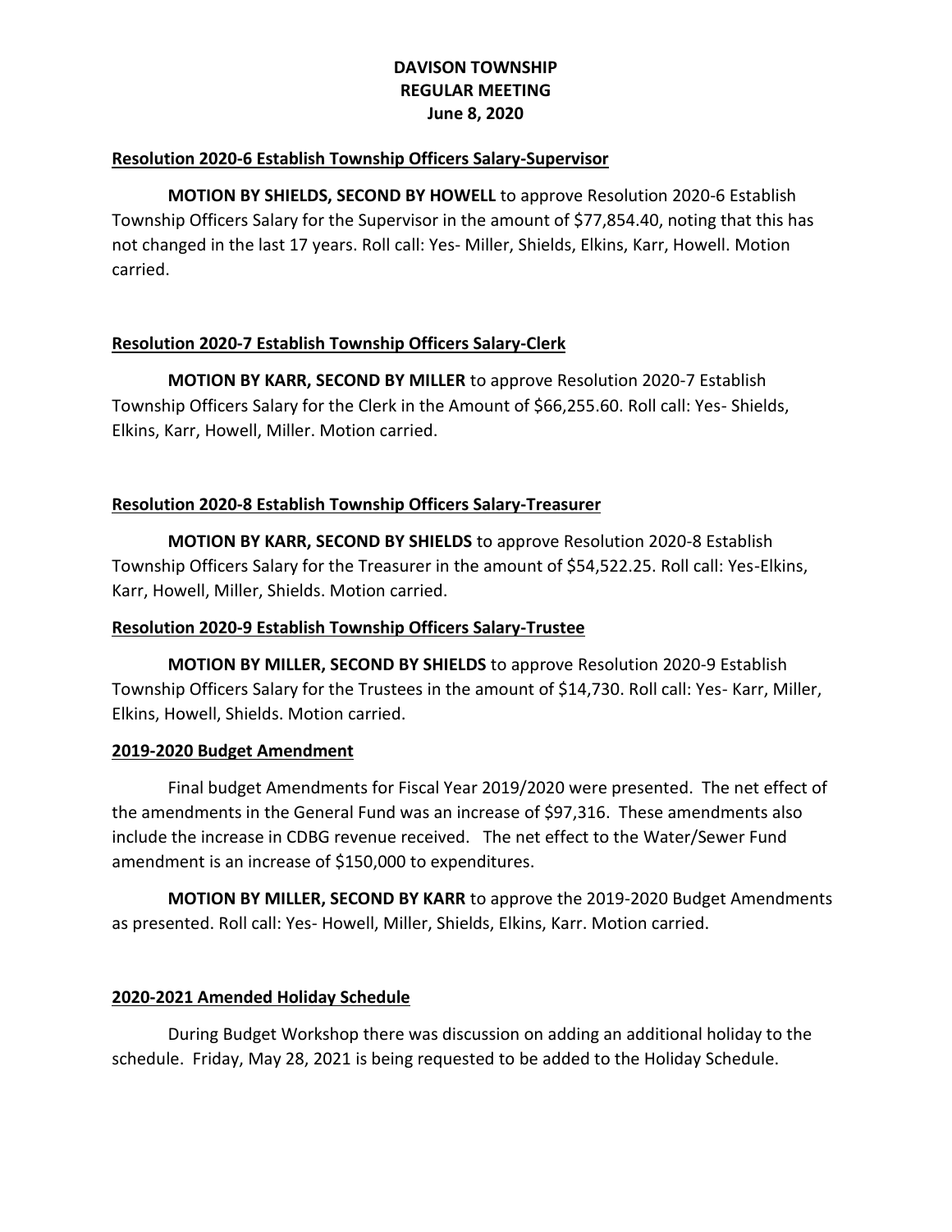**DAVISON TOWNSHIP**
**REGULAR MEETING**
**June 8, 2020**

**Resolution 2020-6 Establish Township Officers Salary-Supervisor**

**MOTION BY SHIELDS, SECOND BY HOWELL** to approve Resolution 2020-6 Establish Township Officers Salary for the Supervisor in the amount of $77,854.40, noting that this has not changed in the last 17 years. Roll call: Yes- Miller, Shields, Elkins, Karr, Howell. Motion carried.

**Resolution 2020-7 Establish Township Officers Salary-Clerk**

**MOTION BY KARR, SECOND BY MILLER** to approve Resolution 2020-7 Establish Township Officers Salary for the Clerk in the Amount of $66,255.60. Roll call: Yes- Shields, Elkins, Karr, Howell, Miller. Motion carried.

**Resolution 2020-8 Establish Township Officers Salary-Treasurer**

**MOTION BY KARR, SECOND BY SHIELDS** to approve Resolution 2020-8 Establish Township Officers Salary for the Treasurer in the amount of $54,522.25. Roll call: Yes-Elkins, Karr, Howell, Miller, Shields. Motion carried.

**Resolution 2020-9 Establish Township Officers Salary-Trustee**

**MOTION BY MILLER, SECOND BY SHIELDS** to approve Resolution 2020-9 Establish Township Officers Salary for the Trustees in the amount of $14,730. Roll call: Yes- Karr, Miller, Elkins, Howell, Shields. Motion carried.

**2019-2020 Budget Amendment**

Final budget Amendments for Fiscal Year 2019/2020 were presented. The net effect of the amendments in the General Fund was an increase of $97,316. These amendments also include the increase in CDBG revenue received. The net effect to the Water/Sewer Fund amendment is an increase of $150,000 to expenditures.

**MOTION BY MILLER, SECOND BY KARR** to approve the 2019-2020 Budget Amendments as presented. Roll call: Yes- Howell, Miller, Shields, Elkins, Karr. Motion carried.

**2020-2021 Amended Holiday Schedule**

During Budget Workshop there was discussion on adding an additional holiday to the schedule. Friday, May 28, 2021 is being requested to be added to the Holiday Schedule.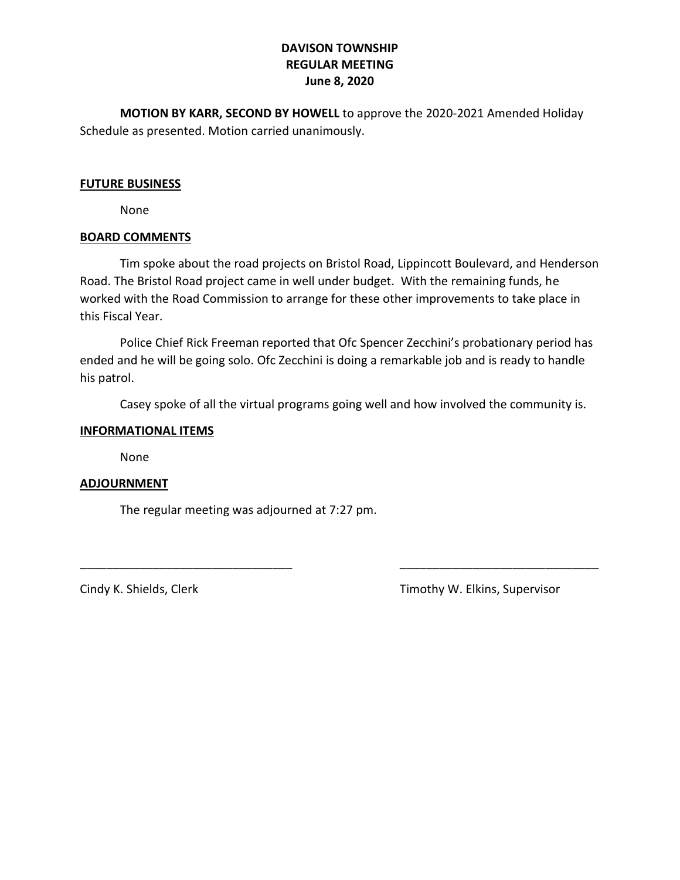**DAVISON TOWNSHIP**
**REGULAR MEETING**
**June 8, 2020**

**MOTION BY KARR, SECOND BY HOWELL** to approve the 2020-2021 Amended Holiday Schedule as presented. Motion carried unanimously.

**FUTURE BUSINESS**

None

**BOARD COMMENTS**

Tim spoke about the road projects on Bristol Road, Lippincott Boulevard, and Henderson Road. The Bristol Road project came in well under budget. With the remaining funds, he worked with the Road Commission to arrange for these other improvements to take place in this Fiscal Year.

Police Chief Rick Freeman reported that Ofc Spencer Zecchini's probationary period has ended and he will be going solo. Ofc Zecchini is doing a remarkable job and is ready to handle his patrol.

Casey spoke of all the virtual programs going well and how involved the community is.

**INFORMATIONAL ITEMS**

None

**ADJOURNMENT**

The regular meeting was adjourned at 7:27 pm.

________________________________ ________________________________

Cindy K. Shields, Clerk Timothy W. Elkins, Supervisor